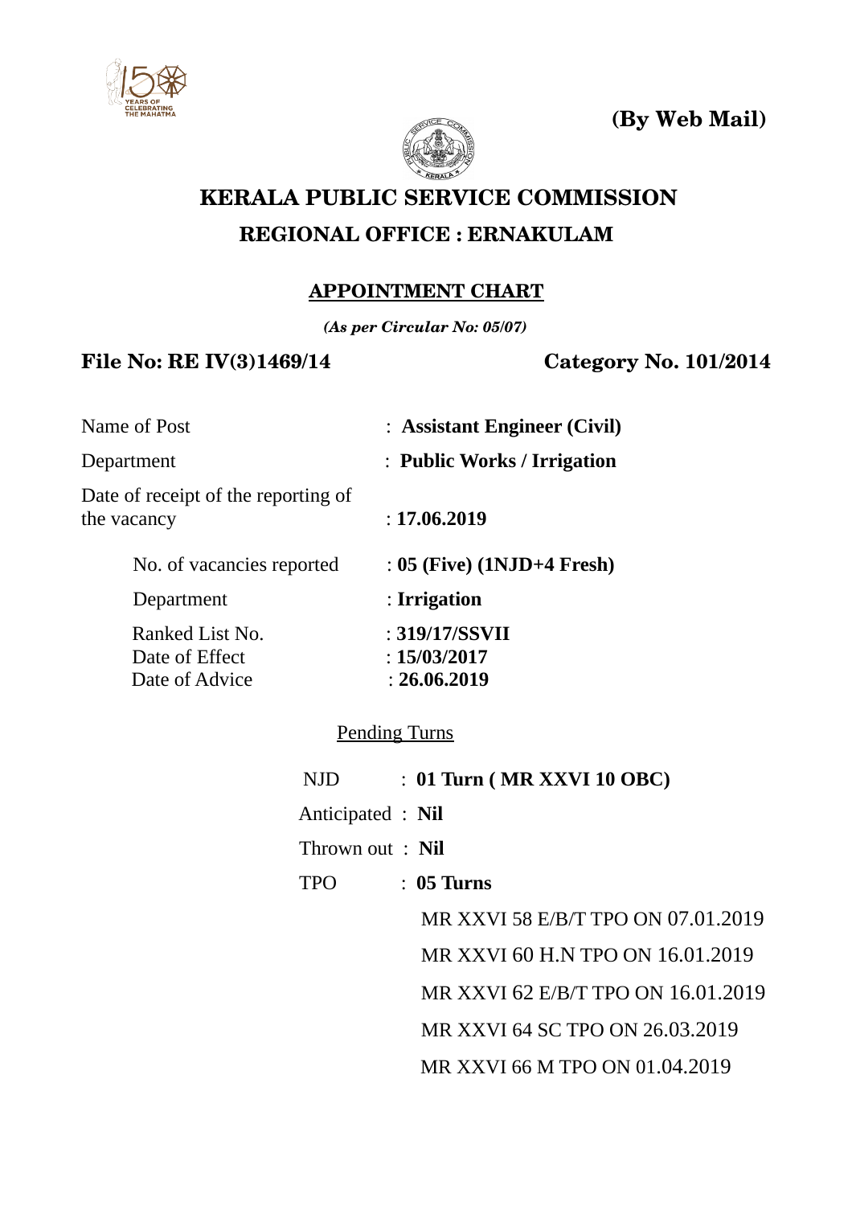**(By Web Mail)**

# KERALA PUBLIC SERVICE COMMISSION

## REGIONAL OFFICE : ERNAKULAM

### APPOINTMENT CHART

***(As per Circular No: 05/07)***

**File No: RE IV(3)1469/14** **Category No. 101/2014**

Name of Post : **Assistant Engineer (Civil)**

Department : **Public Works / Irrigation**

Date of receipt of the reporting of the vacancy : **17.06.2019**

No. of vacancies reported : **05 (Five) (1NJD+4 Fresh)**

Department : **Irrigation**

Ranked List No. : **319/17/SSVII**

Date of Effect : **15/03/2017**

Date of Advice : **26.06.2019**

Pending Turns

NJD : **01 Turn ( MR XXVI 10 OBC)**

Anticipated : **Nil**

Thrown out : **Nil**

TPO : **05 Turns**

MR XXVI 58 E/B/T TPO ON 07.01.2019

MR XXVI 60 H.N TPO ON 16.01.2019

MR XXVI 62 E/B/T TPO ON 16.01.2019

MR XXVI 64 SC TPO ON 26.03.2019

MR XXVI 66 M TPO ON 01.04.2019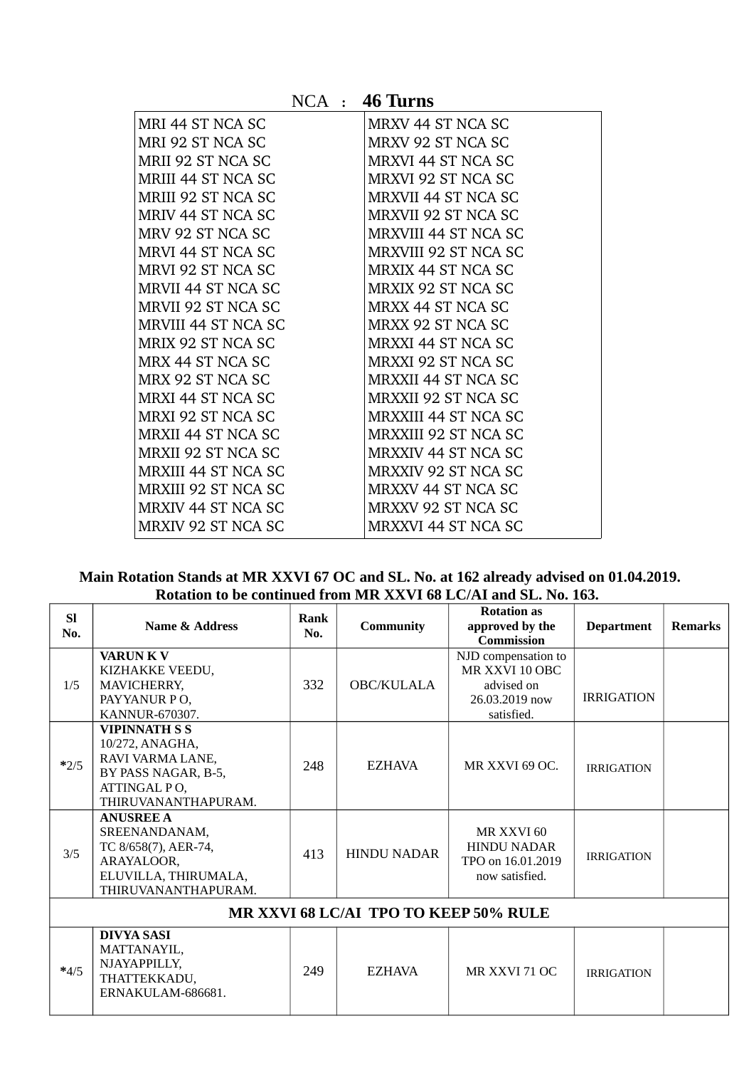NCA : **46 Turns**

| | |
|---|---|
| MRI 44 ST NCA SC | MRXV 44 ST NCA SC |
| MRI 92 ST NCA SC | MRXV 92 ST NCA SC |
| MRII 92 ST NCA SC | MRXVI 44 ST NCA SC |
| MRIII 44 ST NCA SC | MRXVI 92 ST NCA SC |
| MRIII 92 ST NCA SC | MRXVII 44 ST NCA SC |
| MRIV 44 ST NCA SC | MRXVII 92 ST NCA SC |
| MRV 92 ST NCA SC | MRXVIII 44 ST NCA SC |
| MRVI 44 ST NCA SC | MRXVIII 92 ST NCA SC |
| MRVI 92 ST NCA SC | MRXIX 44 ST NCA SC |
| MRVII 44 ST NCA SC | MRXIX 92 ST NCA SC |
| MRVII 92 ST NCA SC | MRXX 44 ST NCA SC |
| MRVIII 44 ST NCA SC | MRXX 92 ST NCA SC |
| MRIX 92 ST NCA SC | MRXXI 44 ST NCA SC |
| MRX 44 ST NCA SC | MRXXI 92 ST NCA SC |
| MRX 92 ST NCA SC | MRXXII 44 ST NCA SC |
| MRXI 44 ST NCA SC | MRXXII 92 ST NCA SC |
| MRXI 92 ST NCA SC | MRXXIII 44 ST NCA SC |
| MRXII 44 ST NCA SC | MRXXIII 92 ST NCA SC |
| MRXII 92 ST NCA SC | MRXXIV 44 ST NCA SC |
| MRXIII 44 ST NCA SC | MRXXIV 92 ST NCA SC |
| MRXIII 92 ST NCA SC | MRXXV 44 ST NCA SC |
| MRXIV 44 ST NCA SC | MRXXV 92 ST NCA SC |
| MRXIV 92 ST NCA SC | MRXXVI 44 ST NCA SC |

**Main Rotation Stands at MR XXVI 67 OC and SL. No. at 162 already advised on 01.04.2019.**
**Rotation to be continued from MR XXVI 68 LC/AI and SL. No. 163.**

| Sl No. | Name & Address | Rank No. | Community | Rotation as approved by the Commission | Department | Remarks |
|---|---|---|---|---|---|---|
| 1/5 | **VARUN K V**<br>KIZHAKKE VEEDU,<br>MAVICHERRY,<br>PAYYANUR P O,<br>KANNUR-670307. | 332 | OBC/KULALA | NJD compensation to MR XXVI 10 OBC advised on 26.03.2019 now satisfied. | IRRIGATION | |
| *2/5 | **VIPINNATH S S**<br>10/272, ANAGHA,<br>RAVI VARMA LANE,<br>BY PASS NAGAR, B-5,<br>ATTINGAL P O,<br>THIRUVANANTHAPURAM. | 248 | EZHAVA | MR XXVI 69 OC. | IRRIGATION | |
| 3/5 | **ANUSREE A**<br>SREENANDANAM,<br>TC 8/658(7), AER-74,<br>ARAYALOOR,<br>ELUVILLA, THIRUMALA,<br>THIRUVANANTHAPURAM. | 413 | HINDU NADAR | MR XXVI 60 HINDU NADAR TPO on 16.01.2019 now satisfied. | IRRIGATION | |
| **MR XXVI 68 LC/AI TPO TO KEEP 50% RULE** | | | | | | |
| *4/5 | **DIVYA SASI**<br>MATTANAYIL,<br>NJAYAPPILLY,<br>THATTEKKADU,<br>ERNAKULAM-686681. | 249 | EZHAVA | MR XXVI 71 OC | IRRIGATION | |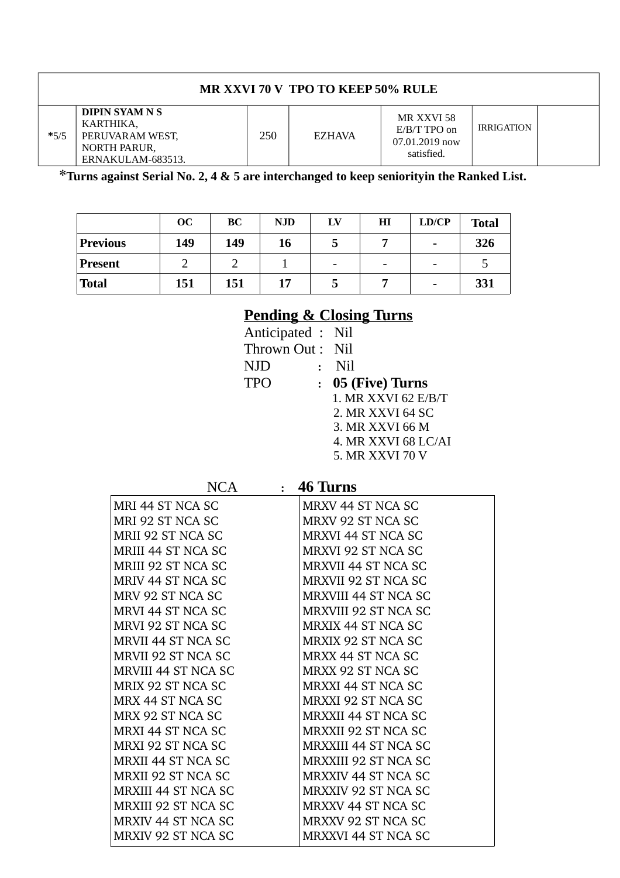| MR XXVI 70 V TPO TO KEEP 50% RULE | | | | | | |
|---|---|---|---|---|---|---|
| *5/5 | **DIPIN SYAM N S** KARTHIKA, PERUVARAM WEST, NORTH PARUR, ERNAKULAM-683513. | 250 | EZHAVA | MR XXVI 58 E/B/T TPO on 07.01.2019 now satisfied. | IRRIGATION | |

***Turns against Serial No. 2, 4 & 5 are interchanged to keep seniorityin the Ranked List.**

| | OC | BC | NJD | LV | HI | LD/CP | Total |
|---|---|---|---|---|---|---|---|
| **Previous** | **149** | **149** | **16** | **5** | **7** | **-** | **326** |
| **Present** | 2 | 2 | 1 | - | - | - | 5 |
| **Total** | **151** | **151** | **17** | **5** | **7** | **-** | **331** |

## Pending & Closing Turns

Anticipated : Nil

Thrown Out : Nil

NJD : Nil

TPO : **05 (Five) Turns**

1. MR XXVI 62 E/B/T
2. MR XXVI 64 SC
3. MR XXVI 66 M
4. MR XXVI 68 LC/AI
5. MR XXVI 70 V

NCA : **46 Turns**

| | |
|---|---|
| MRI 44 ST NCA SC | MRXV 44 ST NCA SC |
| MRI 92 ST NCA SC | MRXV 92 ST NCA SC |
| MRII 92 ST NCA SC | MRXVI 44 ST NCA SC |
| MRIII 44 ST NCA SC | MRXVI 92 ST NCA SC |
| MRIII 92 ST NCA SC | MRXVII 44 ST NCA SC |
| MRIV 44 ST NCA SC | MRXVII 92 ST NCA SC |
| MRV 92 ST NCA SC | MRXVIII 44 ST NCA SC |
| MRVI 44 ST NCA SC | MRXVIII 92 ST NCA SC |
| MRVI 92 ST NCA SC | MRXIX 44 ST NCA SC |
| MRVII 44 ST NCA SC | MRXIX 92 ST NCA SC |
| MRVII 92 ST NCA SC | MRXX 44 ST NCA SC |
| MRVIII 44 ST NCA SC | MRXX 92 ST NCA SC |
| MRIX 92 ST NCA SC | MRXXI 44 ST NCA SC |
| MRX 44 ST NCA SC | MRXXI 92 ST NCA SC |
| MRX 92 ST NCA SC | MRXXII 44 ST NCA SC |
| MRXI 44 ST NCA SC | MRXXII 92 ST NCA SC |
| MRXI 92 ST NCA SC | MRXXIII 44 ST NCA SC |
| MRXII 44 ST NCA SC | MRXXIII 92 ST NCA SC |
| MRXII 92 ST NCA SC | MRXXIV 44 ST NCA SC |
| MRXIII 44 ST NCA SC | MRXXIV 92 ST NCA SC |
| MRXIII 92 ST NCA SC | MRXXV 44 ST NCA SC |
| MRXIV 44 ST NCA SC | MRXXV 92 ST NCA SC |
| MRXIV 92 ST NCA SC | MRXXVI 44 ST NCA SC |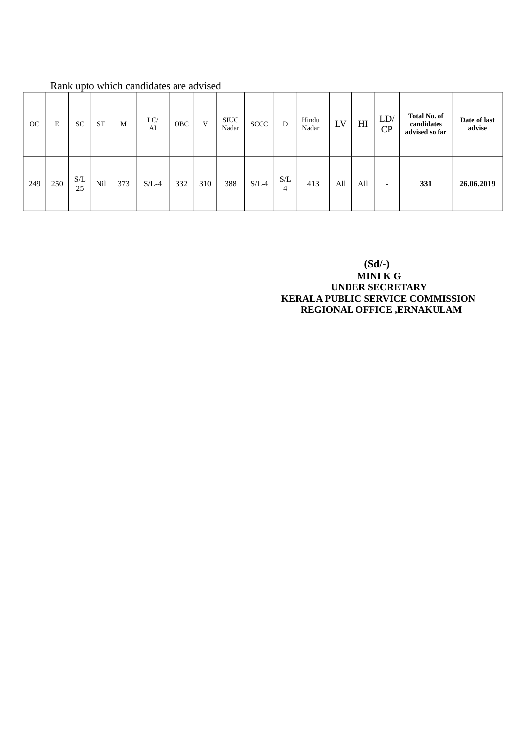Rank upto which candidates are advised

| OC | E | SC | ST | M | LC/ AI | OBC | V | SIUC Nadar | SCCC | D | Hindu Nadar | LV | HI | LD/ CP | **Total No. of candidates advised so far** | **Date of last advise** |
|---|---|---|---|---|---|---|---|---|---|---|---|---|---|---|---|---|
| 249 | 250 | S/L 25 | Nil | 373 | S/L-4 | 332 | 310 | 388 | S/L-4 | S/L 4 | 413 | All | All | - | **331** | **26.06.2019** |

**(Sd/-)**
**MINI K G**
**UNDER SECRETARY**
**KERALA PUBLIC SERVICE COMMISSION**
**REGIONAL OFFICE ,ERNAKULAM**